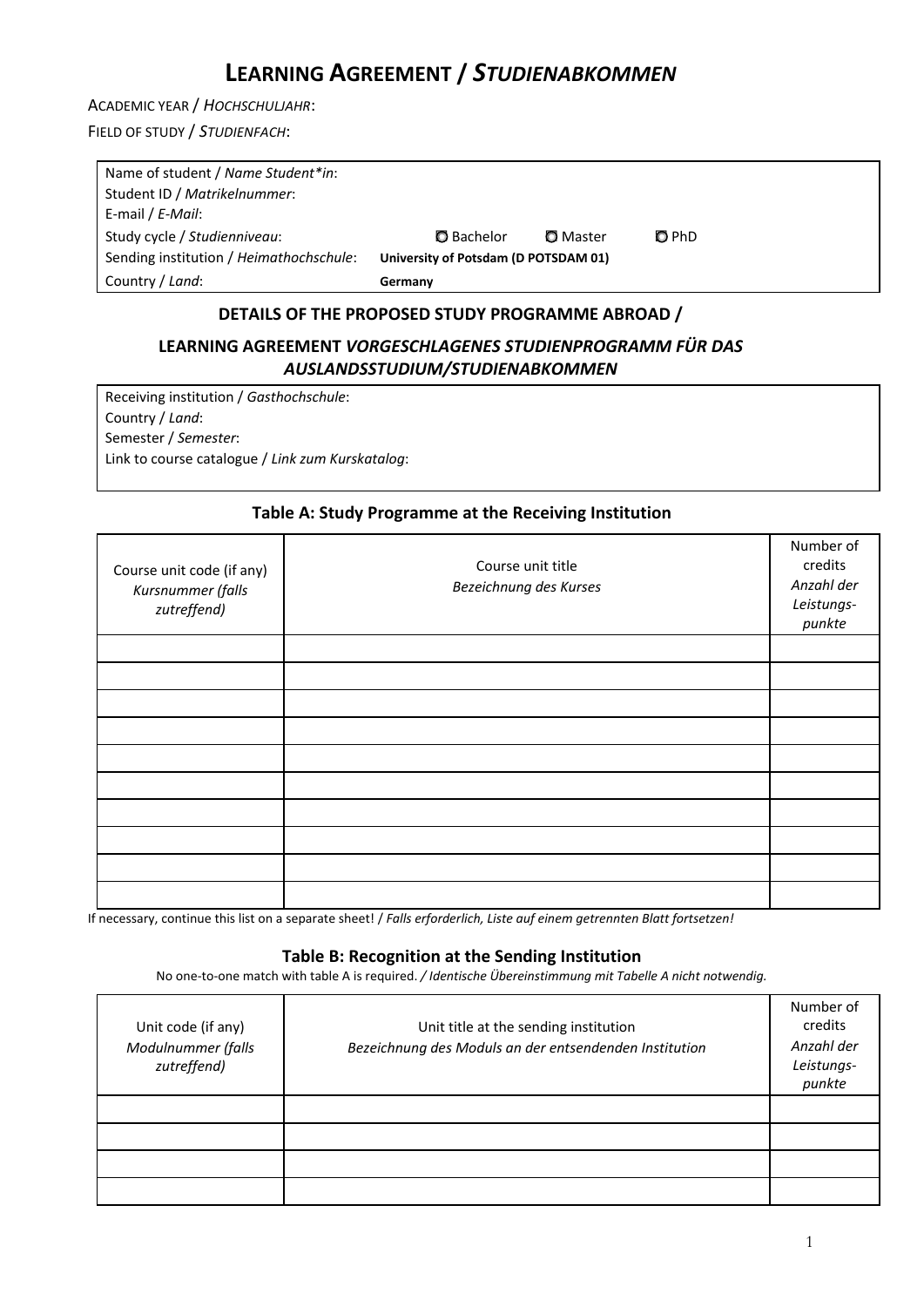# LEARNING AGREEMENT / *STUDIENABKOMMEN*

ACADEMIC YEAR / *HOCHSCHULJAHR*:

FIELD OF STUDY / *STUDIENFACH*:

| | | | |
|---|---|---|---|
| Name of student / *Name Student\*in*: | | | |
| Student ID / *Matrikelnummer*: | | | |
| E-mail / *E-Mail*: | | | |
| Study cycle / *Studienniveau*: | ◘ Bachelor | ◘ Master | ◘ PhD |
| Sending institution / *Heimathochschule*: | **University of Potsdam (D POTSDAM 01)** | | |
| Country / *Land*: | **Germany** | | |

## DETAILS OF THE PROPOSED STUDY PROGRAMME ABROAD / LEARNING AGREEMENT *VORGESCHLAGENES STUDIENPROGRAMM FÜR DAS AUSLANDSSTUDIUM/STUDIENABKOMMEN*

Receiving institution / *Gasthochschule*:

Country / *Land*:

Semester / *Semester*:

Link to course catalogue / *Link zum Kurskatalog*:

### Table A: Study Programme at the Receiving Institution

| Course unit code (if any) *Kursnummer (falls zutreffend)* | Course unit title *Bezeichnung des Kurses* | Number of credits *Anzahl der Leistungs-punkte* |
|---|---|---|
| | | |
| | | |
| | | |
| | | |
| | | |
| | | |
| | | |
| | | |
| | | |
| | | |

If necessary, continue this list on a separate sheet! / *Falls erforderlich, Liste auf einem getrennten Blatt fortsetzen!*

### Table B: Recognition at the Sending Institution

No one-to-one match with table A is required. */ Identische Übereinstimmung mit Tabelle A nicht notwendig.*

| Unit code (if any) *Modulnummer (falls zutreffend)* | Unit title at the sending institution *Bezeichnung des Moduls an der entsendenden Institution* | Number of credits *Anzahl der Leistungs-punkte* |
|---|---|---|
| | | |
| | | |
| | | |
| | | |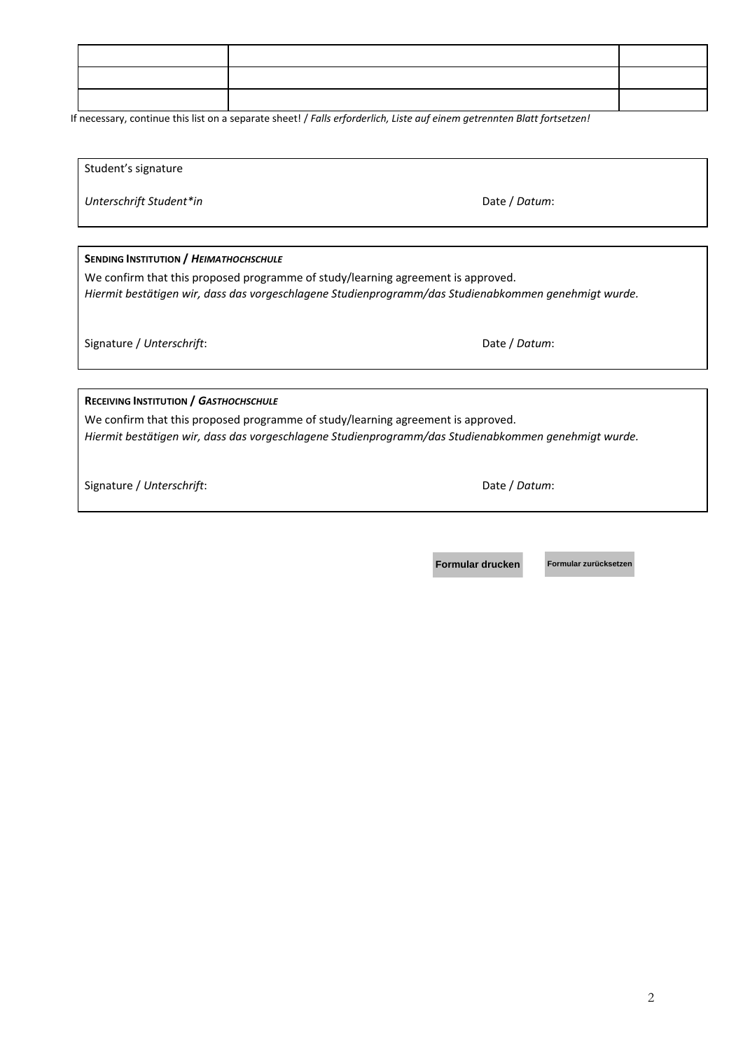| | | |
|---|---|---|
| | | |
| | | |
| | | |

If necessary, continue this list on a separate sheet! / *Falls erforderlich, Liste auf einem getrennten Blatt fortsetzen!*

Student's signature

*Unterschrift Student*in*

Date / *Datum*:

**SENDING INSTITUTION / *HEIMATHOCHSCHULE***

We confirm that this proposed programme of study/learning agreement is approved.
*Hiermit bestätigen wir, dass das vorgeschlagene Studienprogramm/das Studienabkommen genehmigt wurde.*

Signature / *Unterschrift*:

Date / *Datum*:

**RECEIVING INSTITUTION / *GASTHOCHSCHULE***

We confirm that this proposed programme of study/learning agreement is approved.
*Hiermit bestätigen wir, dass das vorgeschlagene Studienprogramm/das Studienabkommen genehmigt wurde.*

Signature / *Unterschrift*:

Date / *Datum*:

Formular drucken

Formular zurücksetzen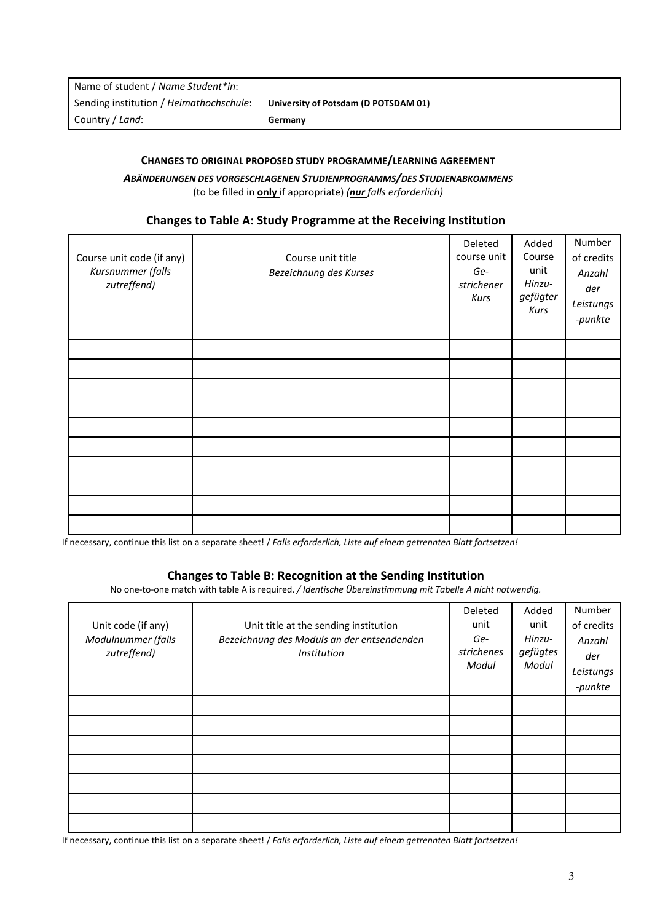| Name of student / *Name Student*in*: | |
|---|---|
| Sending institution / *Heimathochschule*: | **University of Potsdam (D POTSDAM 01)** |
| Country / *Land*: | **Germany** |

## CHANGES TO ORIGINAL PROPOSED STUDY PROGRAMME/LEARNING AGREEMENT

***ABÄNDERUNGEN DES VORGESCHLAGENEN STUDIENPROGRAMMS/DES STUDIENABKOMMENS***

(to be filled in **only** if appropriate) *(**nur** falls erforderlich)*

### Changes to Table A: Study Programme at the Receiving Institution

| Course unit code (if any) *Kursnummer (falls zutreffend)* | Course unit title *Bezeichnung des Kurses* | Deleted course unit *Ge-strichener Kurs* | Added Course unit *Hinzu-gefügter Kurs* | Number of credits *Anzahl der Leistungs-punkte* |
|---|---|---|---|---|
| | | | | |
| | | | | |
| | | | | |
| | | | | |
| | | | | |
| | | | | |
| | | | | |
| | | | | |
| | | | | |
| | | | | |

If necessary, continue this list on a separate sheet! / *Falls erforderlich, Liste auf einem getrennten Blatt fortsetzen!*

### Changes to Table B: Recognition at the Sending Institution

No one-to-one match with table A is required. */ Identische Übereinstimmung mit Tabelle A nicht notwendig.*

| Unit code (if any) *Modulnummer (falls zutreffend)* | Unit title at the sending institution *Bezeichnung des Moduls an der entsendenden Institution* | Deleted unit *Ge-strichenes Modul* | Added unit *Hinzu-gefügtes Modul* | Number of credits *Anzahl der Leistungs-punkte* |
|---|---|---|---|---|
| | | | | |
| | | | | |
| | | | | |
| | | | | |
| | | | | |
| | | | | |
| | | | | |

If necessary, continue this list on a separate sheet! / *Falls erforderlich, Liste auf einem getrennten Blatt fortsetzen!*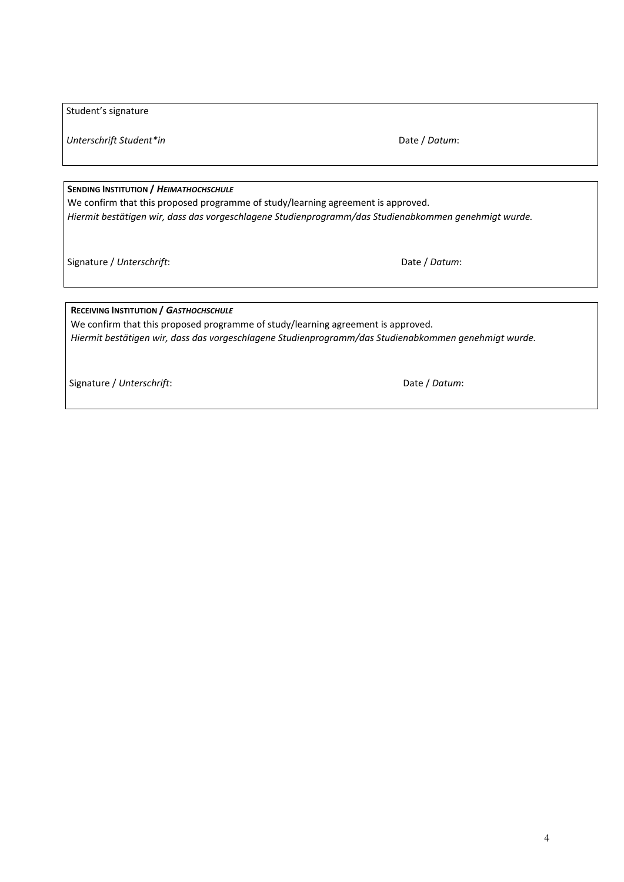Student's signature

*Unterschrift Student*in*  Date / *Datum*:

**SENDING INSTITUTION / *HEIMATHOCHSCHULE***

We confirm that this proposed programme of study/learning agreement is approved.

*Hiermit bestätigen wir, dass das vorgeschlagene Studienprogramm/das Studienabkommen genehmigt wurde.*

Signature / *Unterschrift*:  Date / *Datum*:

**RECEIVING INSTITUTION / *GASTHOCHSCHULE***

We confirm that this proposed programme of study/learning agreement is approved.

*Hiermit bestätigen wir, dass das vorgeschlagene Studienprogramm/das Studienabkommen genehmigt wurde.*

Signature / *Unterschrift*:  Date / *Datum*: